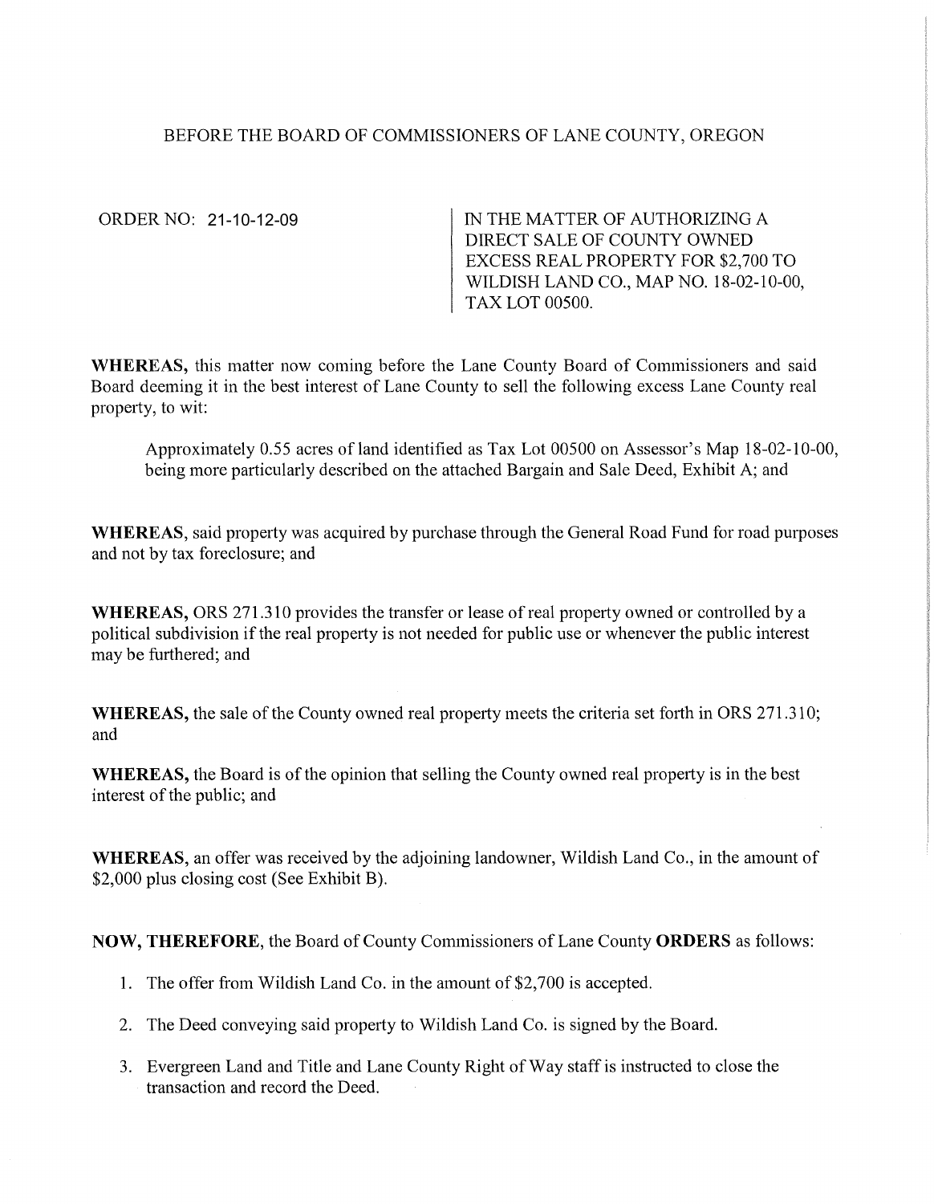BEFORE THE BOARD OF COMMISSIONERS OF LANE COUNTY, OREGON

ORDER NO: 21-10-12-09

IN THE MATTER OF AUTHORIZING A DIRECT SALE OF COUNTY OWNED EXCESS REAL PROPERTY FOR $2,700 TO WILDISH LAND CO., MAP NO. 18-02-10-00, TAX LOT 00500.

**WHEREAS,** this matter now coming before the Lane County Board of Commissioners and said Board deeming it in the best interest of Lane County to sell the following excess Lane County real property, to wit:

> Approximately 0.55 acres of land identified as Tax Lot 00500 on Assessor's Map 18-02-10-00, being more particularly described on the attached Bargain and Sale Deed, Exhibit A; and

**WHEREAS**, said property was acquired by purchase through the General Road Fund for road purposes and not by tax foreclosure; and

**WHEREAS,** ORS 271.310 provides the transfer or lease of real property owned or controlled by a political subdivision if the real property is not needed for public use or whenever the public interest may be furthered; and

**WHEREAS,** the sale of the County owned real property meets the criteria set forth in ORS 271.310; and

**WHEREAS,** the Board is of the opinion that selling the County owned real property is in the best interest of the public; and

**WHEREAS,** an offer was received by the adjoining landowner, Wildish Land Co., in the amount of $2,000 plus closing cost (See Exhibit B).

**NOW, THEREFORE,** the Board of County Commissioners of Lane County **ORDERS** as follows:

1. The offer from Wildish Land Co. in the amount of $2,700 is accepted.
2. The Deed conveying said property to Wildish Land Co. is signed by the Board.
3. Evergreen Land and Title and Lane County Right of Way staff is instructed to close the transaction and record the Deed.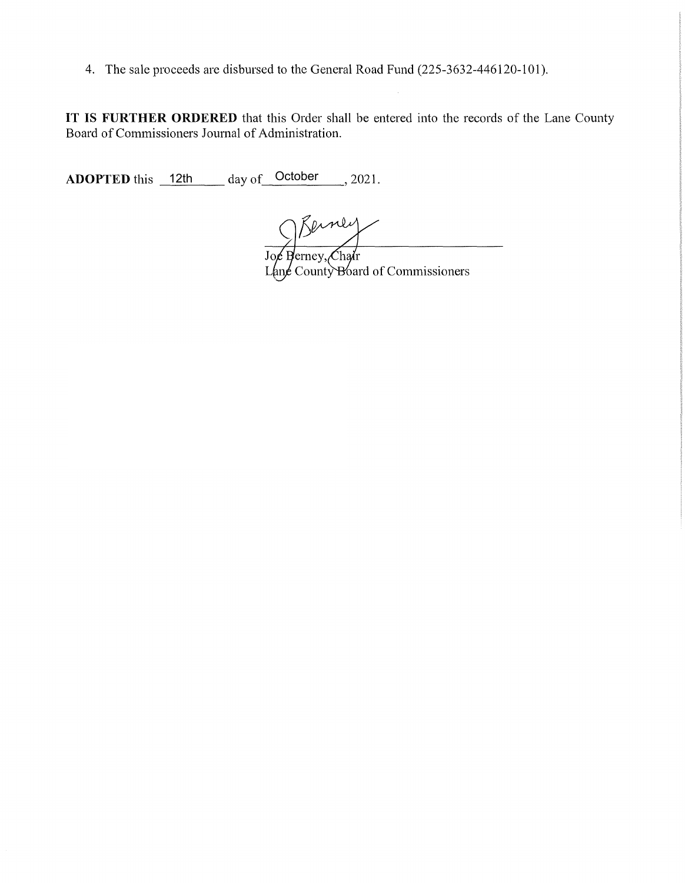4. The sale proceeds are disbursed to the General Road Fund (225-3632-446120-101).

**IT IS FURTHER ORDERED** that this Order shall be entered into the records of the Lane County Board of Commissioners Journal of Administration.

**ADOPTED** this 12th day of October, 2021.

Joe Berney, Chair
Lane County Board of Commissioners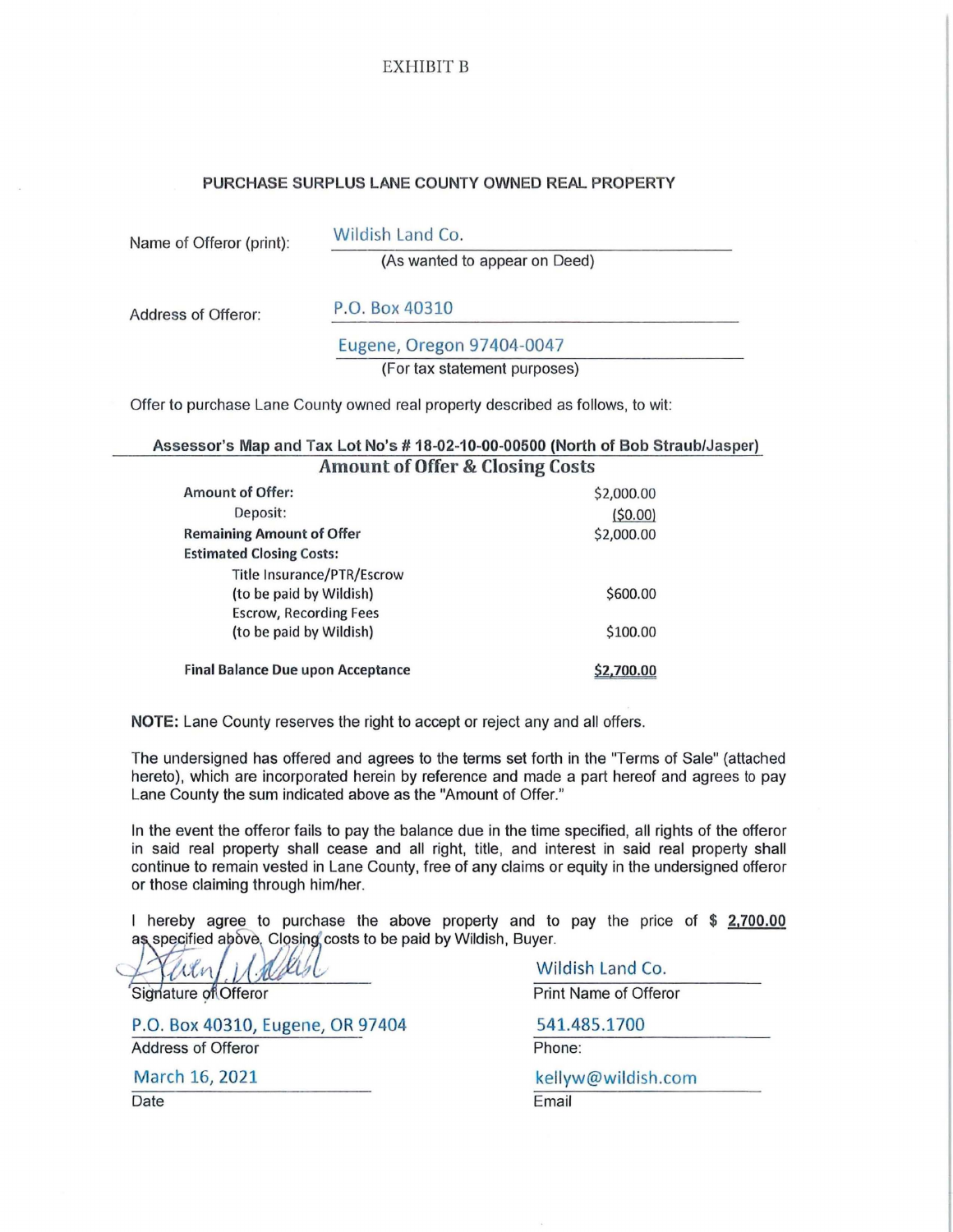EXHIBIT B

**PURCHASE SURPLUS LANE COUNTY OWNED REAL PROPERTY**

Name of Offeror (print): Wildish Land Co.
(As wanted to appear on Deed)

Address of Offeror: P.O. Box 40310
Eugene, Oregon 97404-0047
(For tax statement purposes)

Offer to purchase Lane County owned real property described as follows, to wit:

**Assessor's Map and Tax Lot No's # 18-02-10-00-00500 (North of Bob Straub/Jasper)**

**Amount of Offer & Closing Costs**

| | |
|---|---|
| **Amount of Offer:** | $2,000.00 |
| Deposit: | ($0.00) |
| **Remaining Amount of Offer** | $2,000.00 |
| **Estimated Closing Costs:** | |
| Title Insurance/PTR/Escrow (to be paid by Wildish) | $600.00 |
| Escrow, Recording Fees (to be paid by Wildish) | $100.00 |
| **Final Balance Due upon Acceptance** | **$2,700.00** |

**NOTE:** Lane County reserves the right to accept or reject any and all offers.

The undersigned has offered and agrees to the terms set forth in the "Terms of Sale" (attached hereto), which are incorporated herein by reference and made a part hereof and agrees to pay Lane County the sum indicated above as the "Amount of Offer."

In the event the offeror fails to pay the balance due in the time specified, all rights of the offeror in said real property shall cease and all right, title, and interest in said real property shall continue to remain vested in Lane County, free of any claims or equity in the undersigned offeror or those claiming through him/her.

I hereby agree to purchase the above property and to pay the price of $ **2,700.00** as specified above. Closing costs to be paid by Wildish, Buyer.

[Signature]
Signature of Offeror

Wildish Land Co.
Print Name of Offeror

P.O. Box 40310, Eugene, OR 97404
Address of Offeror

541.485.1700
Phone:

March 16, 2021
Date

kellyw@wildish.com
Email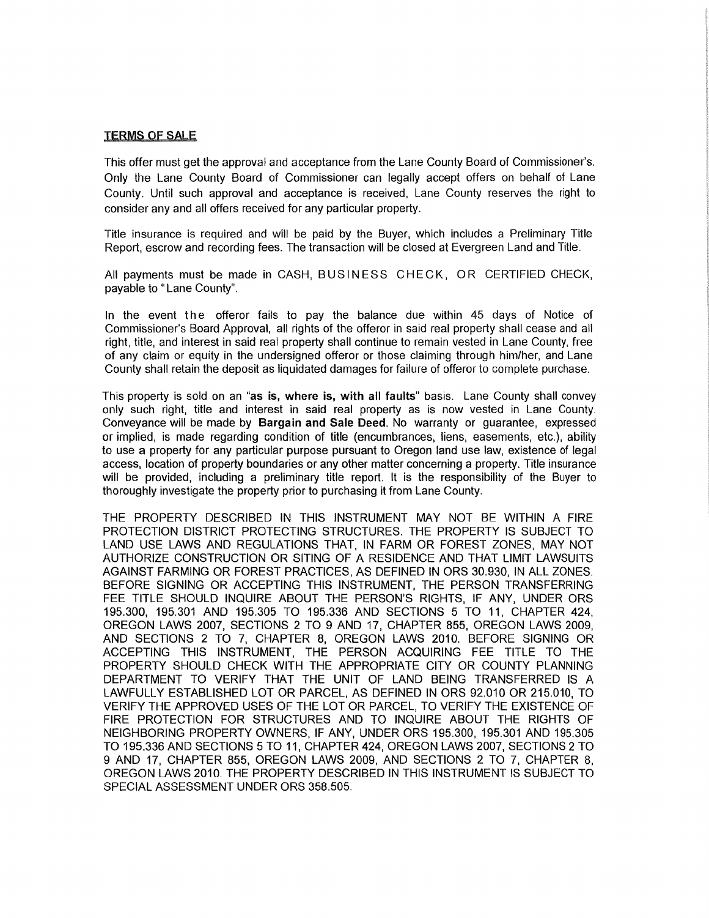## TERMS OF SALE

This offer must get the approval and acceptance from the Lane County Board of Commissioner's. Only the Lane County Board of Commissioner can legally accept offers on behalf of Lane County. Until such approval and acceptance is received, Lane County reserves the right to consider any and all offers received for any particular property.

Title insurance is required and will be paid by the Buyer, which includes a Preliminary Title Report, escrow and recording fees. The transaction will be closed at Evergreen Land and Title.

All payments must be made in CASH, BUSINESS CHECK, OR CERTIFIED CHECK, payable to "Lane County".

In the event the offeror fails to pay the balance due within 45 days of Notice of Commissioner's Board Approval, all rights of the offeror in said real property shall cease and all right, title, and interest in said real property shall continue to remain vested in Lane County, free of any claim or equity in the undersigned offeror or those claiming through him/her, and Lane County shall retain the deposit as liquidated damages for failure of offeror to complete purchase.

This property is sold on an "**as is, where is, with all faults**" basis. Lane County shall convey only such right, title and interest in said real property as is now vested in Lane County. Conveyance will be made by **Bargain and Sale Deed.** No warranty or guarantee, expressed or implied, is made regarding condition of title (encumbrances, liens, easements, etc.), ability to use a property for any particular purpose pursuant to Oregon land use law, existence of legal access, location of property boundaries or any other matter concerning a property. Title insurance will be provided, including a preliminary title report. It is the responsibility of the Buyer to thoroughly investigate the property prior to purchasing it from Lane County.

THE PROPERTY DESCRIBED IN THIS INSTRUMENT MAY NOT BE WITHIN A FIRE PROTECTION DISTRICT PROTECTING STRUCTURES. THE PROPERTY IS SUBJECT TO LAND USE LAWS AND REGULATIONS THAT, IN FARM OR FOREST ZONES, MAY NOT AUTHORIZE CONSTRUCTION OR SITING OF A RESIDENCE AND THAT LIMIT LAWSUITS AGAINST FARMING OR FOREST PRACTICES, AS DEFINED IN ORS 30.930, IN ALL ZONES. BEFORE SIGNING OR ACCEPTING THIS INSTRUMENT, THE PERSON TRANSFERRING FEE TITLE SHOULD INQUIRE ABOUT THE PERSON'S RIGHTS, IF ANY, UNDER ORS 195.300, 195.301 AND 195.305 TO 195.336 AND SECTIONS 5 TO 11, CHAPTER 424, OREGON LAWS 2007, SECTIONS 2 TO 9 AND 17, CHAPTER 855, OREGON LAWS 2009, AND SECTIONS 2 TO 7, CHAPTER 8, OREGON LAWS 2010. BEFORE SIGNING OR ACCEPTING THIS INSTRUMENT, THE PERSON ACQUIRING FEE TITLE TO THE PROPERTY SHOULD CHECK WITH THE APPROPRIATE CITY OR COUNTY PLANNING DEPARTMENT TO VERIFY THAT THE UNIT OF LAND BEING TRANSFERRED IS A LAWFULLY ESTABLISHED LOT OR PARCEL, AS DEFINED IN ORS 92.010 OR 215.010, TO VERIFY THE APPROVED USES OF THE LOT OR PARCEL, TO VERIFY THE EXISTENCE OF FIRE PROTECTION FOR STRUCTURES AND TO INQUIRE ABOUT THE RIGHTS OF NEIGHBORING PROPERTY OWNERS, IF ANY, UNDER ORS 195.300, 195.301 AND 195.305 TO 195.336 AND SECTIONS 5 TO 11, CHAPTER 424, OREGON LAWS 2007, SECTIONS 2 TO 9 AND 17, CHAPTER 855, OREGON LAWS 2009, AND SECTIONS 2 TO 7, CHAPTER 8, OREGON LAWS 2010. THE PROPERTY DESCRIBED IN THIS INSTRUMENT IS SUBJECT TO SPECIAL ASSESSMENT UNDER ORS 358.505.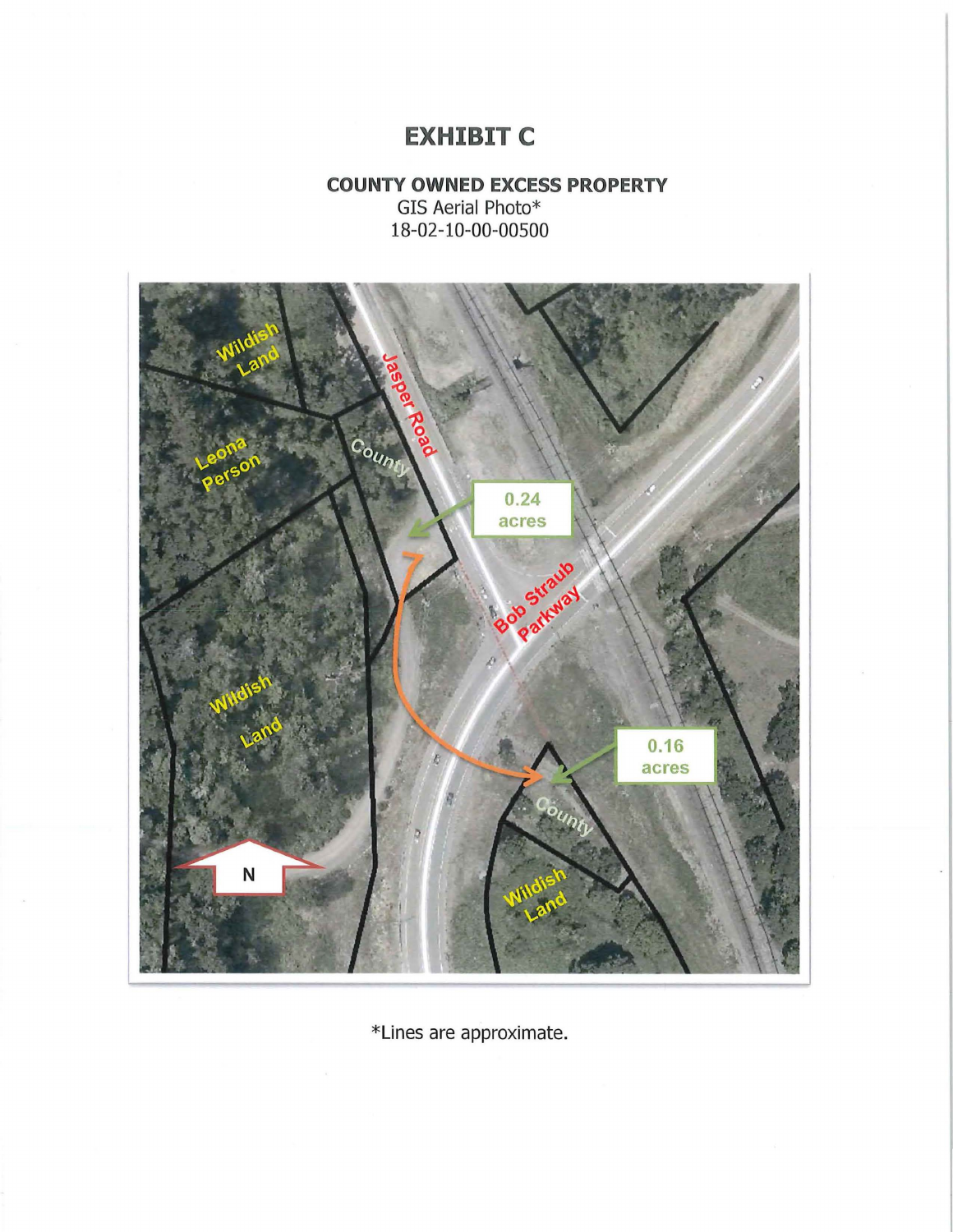# EXHIBIT C

**COUNTY OWNED EXCESS PROPERTY**

GIS Aerial Photo*

18-02-10-00-00500

Wildish Land

Leona Person

County

Jasper Road

0.24 acres

Bob Straub Parkway

Wildish Land

0.16 acres

County

Wildish Land

N

*Lines are approximate.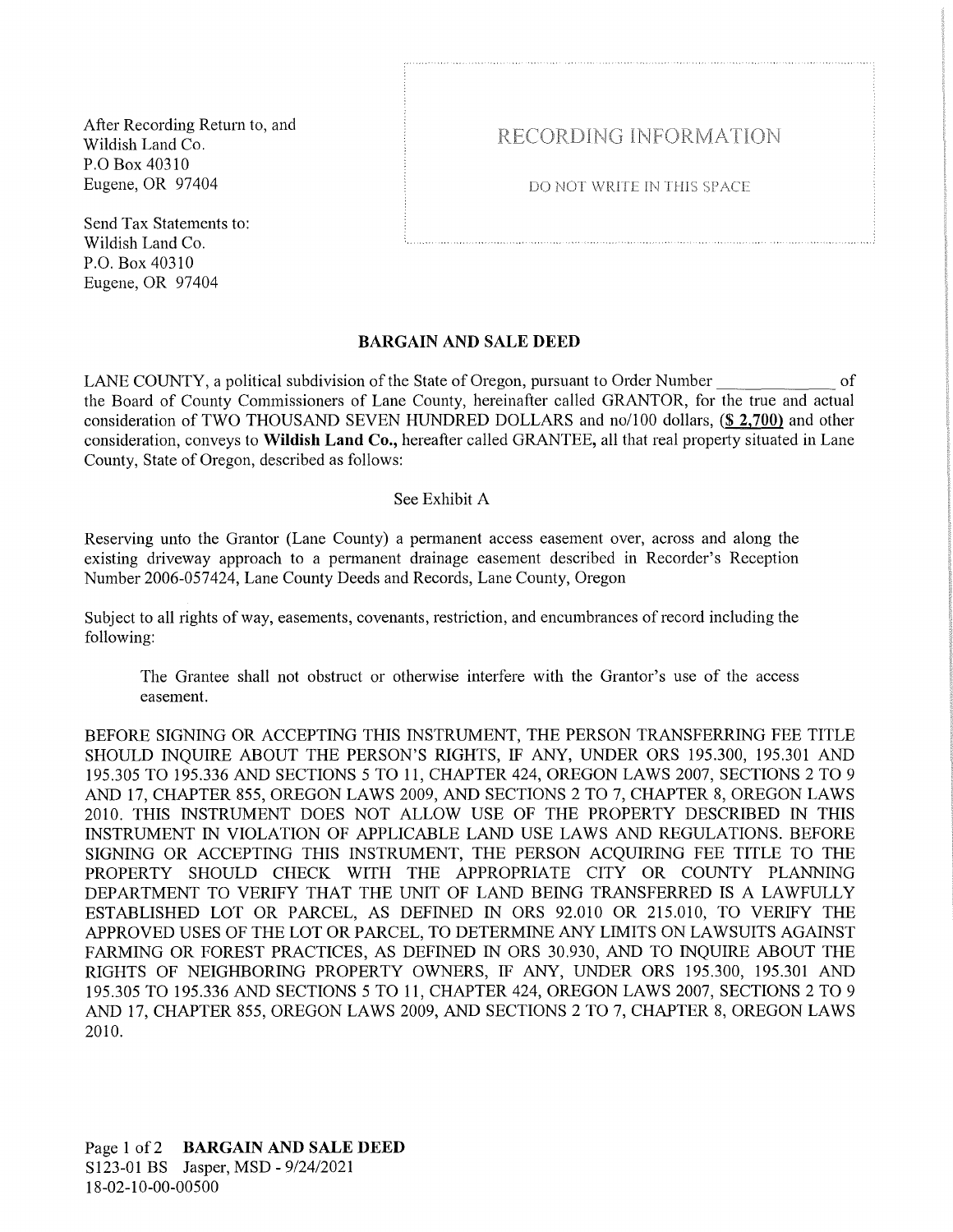After Recording Return to, and
Wildish Land Co.
P.O Box 40310
Eugene, OR 97404

RECORDING INFORMATION

DO NOT WRITE IN THIS SPACE

Send Tax Statements to:
Wildish Land Co.
P.O. Box 40310
Eugene, OR 97404

**BARGAIN AND SALE DEED**

LANE COUNTY, a political subdivision of the State of Oregon, pursuant to Order Number \_\_\_\_\_\_\_\_\_\_\_\_ of the Board of County Commissioners of Lane County, hereinafter called GRANTOR, for the true and actual consideration of TWO THOUSAND SEVEN HUNDRED DOLLARS and no/100 dollars, (**$ 2,700**) and other consideration, conveys to **Wildish Land Co.,** hereafter called GRANTEE, all that real property situated in Lane County, State of Oregon, described as follows:

See Exhibit A

Reserving unto the Grantor (Lane County) a permanent access easement over, across and along the existing driveway approach to a permanent drainage easement described in Recorder's Reception Number 2006-057424, Lane County Deeds and Records, Lane County, Oregon

Subject to all rights of way, easements, covenants, restriction, and encumbrances of record including the following:

> The Grantee shall not obstruct or otherwise interfere with the Grantor's use of the access easement.

BEFORE SIGNING OR ACCEPTING THIS INSTRUMENT, THE PERSON TRANSFERRING FEE TITLE SHOULD INQUIRE ABOUT THE PERSON'S RIGHTS, IF ANY, UNDER ORS 195.300, 195.301 AND 195.305 TO 195.336 AND SECTIONS 5 TO 11, CHAPTER 424, OREGON LAWS 2007, SECTIONS 2 TO 9 AND 17, CHAPTER 855, OREGON LAWS 2009, AND SECTIONS 2 TO 7, CHAPTER 8, OREGON LAWS 2010. THIS INSTRUMENT DOES NOT ALLOW USE OF THE PROPERTY DESCRIBED IN THIS INSTRUMENT IN VIOLATION OF APPLICABLE LAND USE LAWS AND REGULATIONS. BEFORE SIGNING OR ACCEPTING THIS INSTRUMENT, THE PERSON ACQUIRING FEE TITLE TO THE PROPERTY SHOULD CHECK WITH THE APPROPRIATE CITY OR COUNTY PLANNING DEPARTMENT TO VERIFY THAT THE UNIT OF LAND BEING TRANSFERRED IS A LAWFULLY ESTABLISHED LOT OR PARCEL, AS DEFINED IN ORS 92.010 OR 215.010, TO VERIFY THE APPROVED USES OF THE LOT OR PARCEL, TO DETERMINE ANY LIMITS ON LAWSUITS AGAINST FARMING OR FOREST PRACTICES, AS DEFINED IN ORS 30.930, AND TO INQUIRE ABOUT THE RIGHTS OF NEIGHBORING PROPERTY OWNERS, IF ANY, UNDER ORS 195.300, 195.301 AND 195.305 TO 195.336 AND SECTIONS 5 TO 11, CHAPTER 424, OREGON LAWS 2007, SECTIONS 2 TO 9 AND 17, CHAPTER 855, OREGON LAWS 2009, AND SECTIONS 2 TO 7, CHAPTER 8, OREGON LAWS 2010.

**BARGAIN AND SALE DEED**
S123-01 BS Jasper, MSD - 9/24/2021
18-02-10-00-00500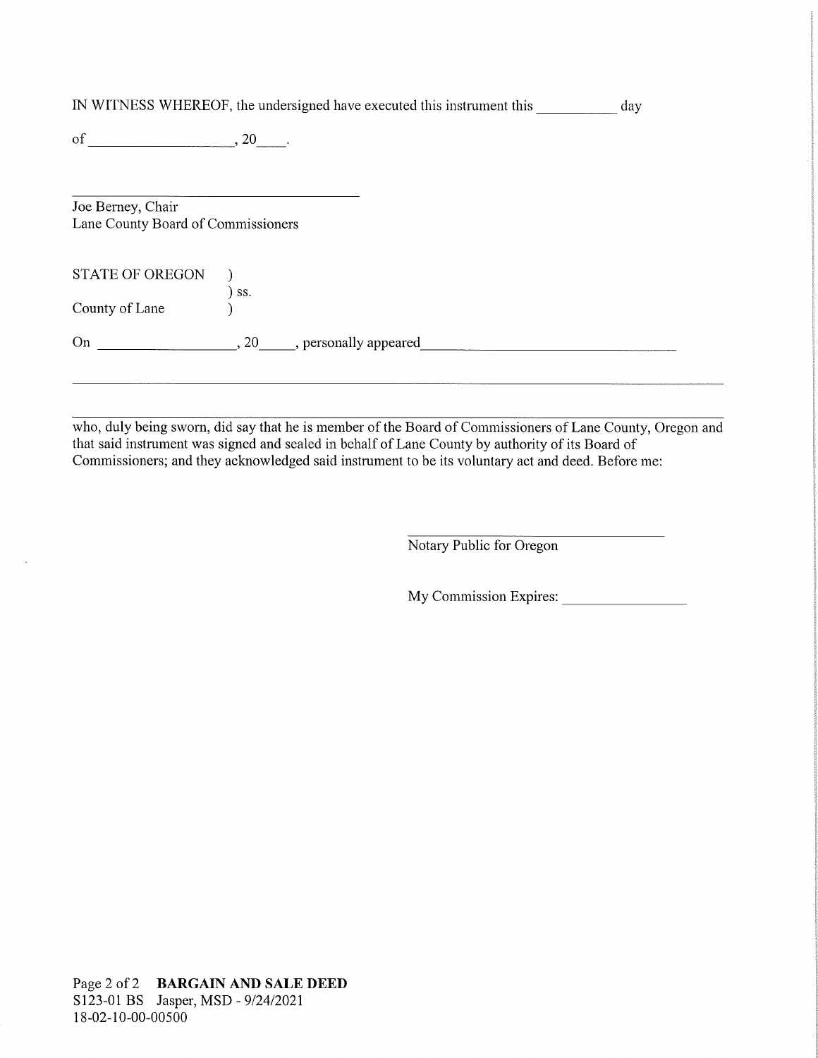IN WITNESS WHEREOF, the undersigned have executed this instrument this __________ day

of ___________________, 20____.

_________________________________

Joe Berney, Chair
Lane County Board of Commissioners

STATE OF OREGON )
) ss.
County of Lane )

On ___________________, 20_____, personally appeared___________________________________

_____________________________________________________________________________________

_____________________________________________________________________________________

who, duly being sworn, did say that he is member of the Board of Commissioners of Lane County, Oregon and that said instrument was signed and sealed in behalf of Lane County by authority of its Board of Commissioners; and they acknowledged said instrument to be its voluntary act and deed. Before me:

_________________________________
Notary Public for Oregon

My Commission Expires: _________________

Page 2 of 2 **BARGAIN AND SALE DEED**
S123-01 BS Jasper, MSD - 9/24/2021
18-02-10-00-00500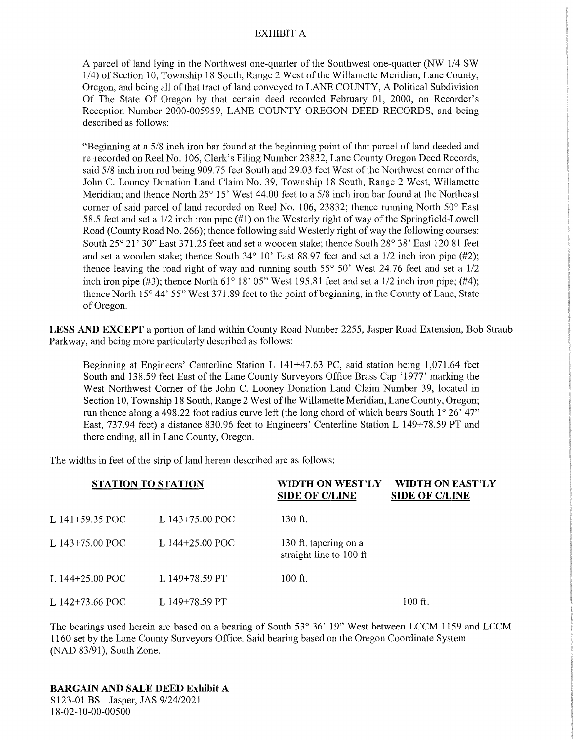# EXHIBIT A

A parcel of land lying in the Northwest one-quarter of the Southwest one-quarter (NW 1/4 SW 1/4) of Section 10, Township 18 South, Range 2 West of the Willamette Meridian, Lane County, Oregon, and being all of that tract of land conveyed to LANE COUNTY, A Political Subdivision Of The State Of Oregon by that certain deed recorded February 01, 2000, on Recorder's Reception Number 2000-005959, LANE COUNTY OREGON DEED RECORDS, and being described as follows:

"Beginning at a 5/8 inch iron bar found at the beginning point of that parcel of land deeded and re-recorded on Reel No. 106, Clerk's Filing Number 23832, Lane County Oregon Deed Records, said 5/8 inch iron rod being 909.75 feet South and 29.03 feet West of the Northwest corner of the John C. Looney Donation Land Claim No. 39, Township 18 South, Range 2 West, Willamette Meridian; and thence North 25° 15' West 44.00 feet to a 5/8 inch iron bar found at the Northeast corner of said parcel of land recorded on Reel No. 106, 23832; thence running North 50° East 58.5 feet and set a 1/2 inch iron pipe (#1) on the Westerly right of way of the Springfield-Lowell Road (County Road No. 266); thence following said Westerly right of way the following courses: South 25° 21' 30" East 371.25 feet and set a wooden stake; thence South 28° 38' East 120.81 feet and set a wooden stake; thence South 34° 10' East 88.97 feet and set a 1/2 inch iron pipe (#2); thence leaving the road right of way and running south 55° 50' West 24.76 feet and set a 1/2 inch iron pipe (#3); thence North 61° 18' 05" West 195.81 feet and set a 1/2 inch iron pipe; (#4); thence North 15° 44' 55" West 371.89 feet to the point of beginning, in the County of Lane, State of Oregon.

**LESS AND EXCEPT** a portion of land within County Road Number 2255, Jasper Road Extension, Bob Straub Parkway, and being more particularly described as follows:

Beginning at Engineers' Centerline Station L 141+47.63 PC, said station being 1,071.64 feet South and 138.59 feet East of the Lane County Surveyors Office Brass Cap '1977' marking the West Northwest Corner of the John C. Looney Donation Land Claim Number 39, located in Section 10, Township 18 South, Range 2 West of the Willamette Meridian, Lane County, Oregon; run thence along a 498.22 foot radius curve left (the long chord of which bears South 1° 26' 47" East, 737.94 feet) a distance 830.96 feet to Engineers' Centerline Station L 149+78.59 PT and there ending, all in Lane County, Oregon.

The widths in feet of the strip of land herein described are as follows:

| STATION TO STATION | | WIDTH ON WEST'LY SIDE OF C/LINE | WIDTH ON EAST'LY SIDE OF C/LINE |
|---|---|---|---|
| L 141+59.35 POC | L 143+75.00 POC | 130 ft. | |
| L 143+75.00 POC | L 144+25.00 POC | 130 ft. tapering on a straight line to 100 ft. | |
| L 144+25.00 POC | L 149+78.59 PT | 100 ft. | |
| L 142+73.66 POC | L 149+78.59 PT | | 100 ft. |

The bearings used herein are based on a bearing of South 53° 36' 19" West between LCCM 1159 and LCCM 1160 set by the Lane County Surveyors Office. Said bearing based on the Oregon Coordinate System (NAD 83/91), South Zone.

**BARGAIN AND SALE DEED Exhibit A**
S123-01 BS Jasper, JAS 9/24/2021
18-02-10-00-00500